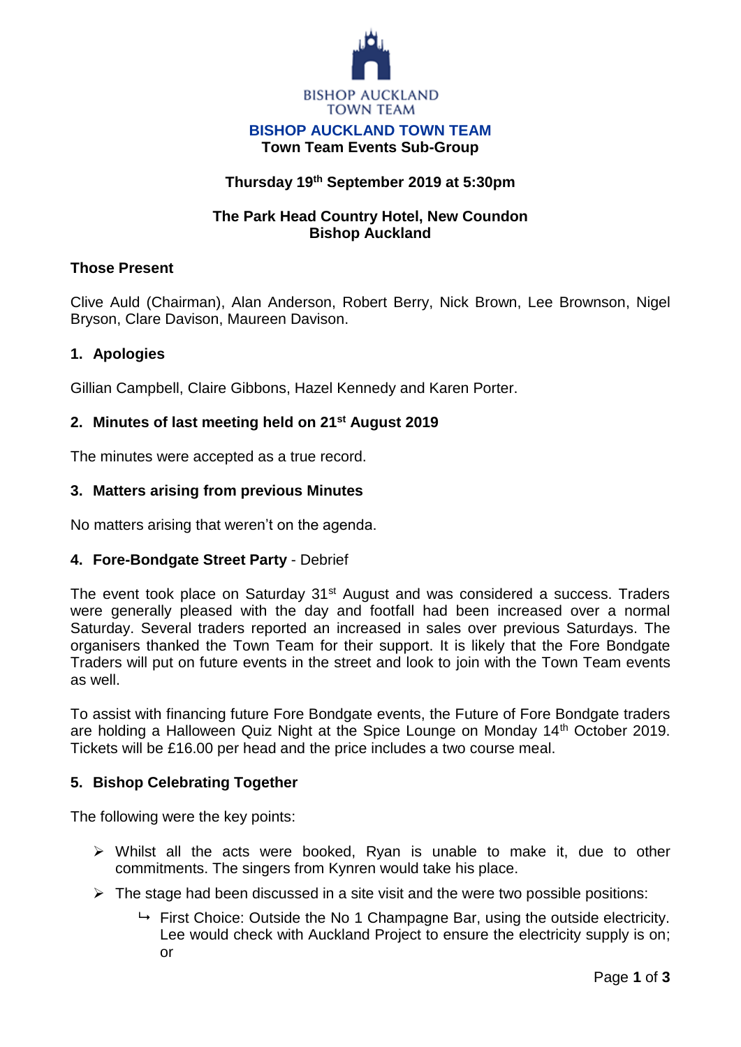BISHOP AUCKLAND
TOWN TEAM

# BISHOP AUCKLAND TOWN TEAM

## Town Team Events Sub-Group

**Thursday 19th September 2019 at 5:30pm**

**The Park Head Country Hotel, New Coundon**
**Bishop Auckland**

**Those Present**

Clive Auld (Chairman), Alan Anderson, Robert Berry, Nick Brown, Lee Brownson, Nigel Bryson, Clare Davison, Maureen Davison.

### 1. Apologies

Gillian Campbell, Claire Gibbons, Hazel Kennedy and Karen Porter.

### 2. Minutes of last meeting held on 21st August 2019

The minutes were accepted as a true record.

### 3. Matters arising from previous Minutes

No matters arising that weren't on the agenda.

### 4. Fore-Bondgate Street Party - Debrief

The event took place on Saturday 31st August and was considered a success. Traders were generally pleased with the day and footfall had been increased over a normal Saturday. Several traders reported an increased in sales over previous Saturdays. The organisers thanked the Town Team for their support. It is likely that the Fore Bondgate Traders will put on future events in the street and look to join with the Town Team events as well.

To assist with financing future Fore Bondgate events, the Future of Fore Bondgate traders are holding a Halloween Quiz Night at the Spice Lounge on Monday 14th October 2019. Tickets will be £16.00 per head and the price includes a two course meal.

### 5. Bishop Celebrating Together

The following were the key points:

- Whilst all the acts were booked, Ryan is unable to make it, due to other commitments. The singers from Kynren would take his place.
- The stage had been discussed in a site visit and the were two possible positions:
  - First Choice: Outside the No 1 Champagne Bar, using the outside electricity. Lee would check with Auckland Project to ensure the electricity supply is on; or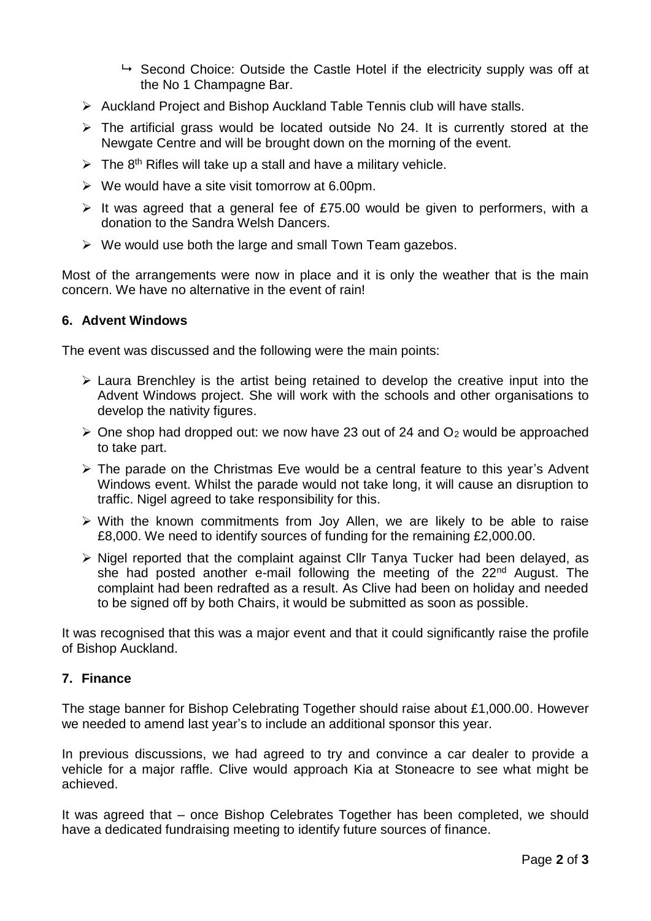- ↳ Second Choice: Outside the Castle Hotel if the electricity supply was off at the No 1 Champagne Bar.

- Auckland Project and Bishop Auckland Table Tennis club will have stalls.
- The artificial grass would be located outside No 24. It is currently stored at the Newgate Centre and will be brought down on the morning of the event.
- The 8th Rifles will take up a stall and have a military vehicle.
- We would have a site visit tomorrow at 6.00pm.
- It was agreed that a general fee of £75.00 would be given to performers, with a donation to the Sandra Welsh Dancers.
- We would use both the large and small Town Team gazebos.

Most of the arrangements were now in place and it is only the weather that is the main concern. We have no alternative in the event of rain!

## 6. Advent Windows

The event was discussed and the following were the main points:

- Laura Brenchley is the artist being retained to develop the creative input into the Advent Windows project. She will work with the schools and other organisations to develop the nativity figures.
- One shop had dropped out: we now have 23 out of 24 and $O_2$ would be approached to take part.
- The parade on the Christmas Eve would be a central feature to this year's Advent Windows event. Whilst the parade would not take long, it will cause an disruption to traffic. Nigel agreed to take responsibility for this.
- With the known commitments from Joy Allen, we are likely to be able to raise £8,000. We need to identify sources of funding for the remaining £2,000.00.
- Nigel reported that the complaint against Cllr Tanya Tucker had been delayed, as she had posted another e-mail following the meeting of the 22nd August. The complaint had been redrafted as a result. As Clive had been on holiday and needed to be signed off by both Chairs, it would be submitted as soon as possible.

It was recognised that this was a major event and that it could significantly raise the profile of Bishop Auckland.

## 7. Finance

The stage banner for Bishop Celebrating Together should raise about £1,000.00. However we needed to amend last year's to include an additional sponsor this year.

In previous discussions, we had agreed to try and convince a car dealer to provide a vehicle for a major raffle. Clive would approach Kia at Stoneacre to see what might be achieved.

It was agreed that – once Bishop Celebrates Together has been completed, we should have a dedicated fundraising meeting to identify future sources of finance.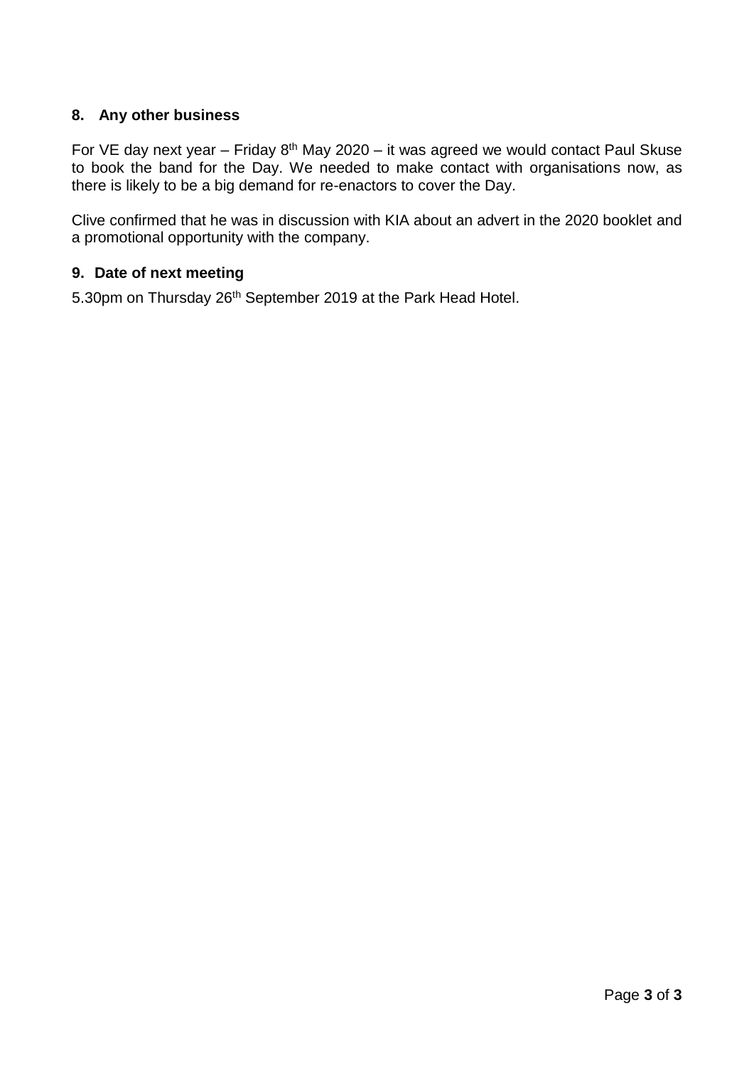## 8. Any other business

For VE day next year – Friday 8th May 2020 – it was agreed we would contact Paul Skuse to book the band for the Day. We needed to make contact with organisations now, as there is likely to be a big demand for re-enactors to cover the Day.

Clive confirmed that he was in discussion with KIA about an advert in the 2020 booklet and a promotional opportunity with the company.

## 9. Date of next meeting

5.30pm on Thursday 26th September 2019 at the Park Head Hotel.